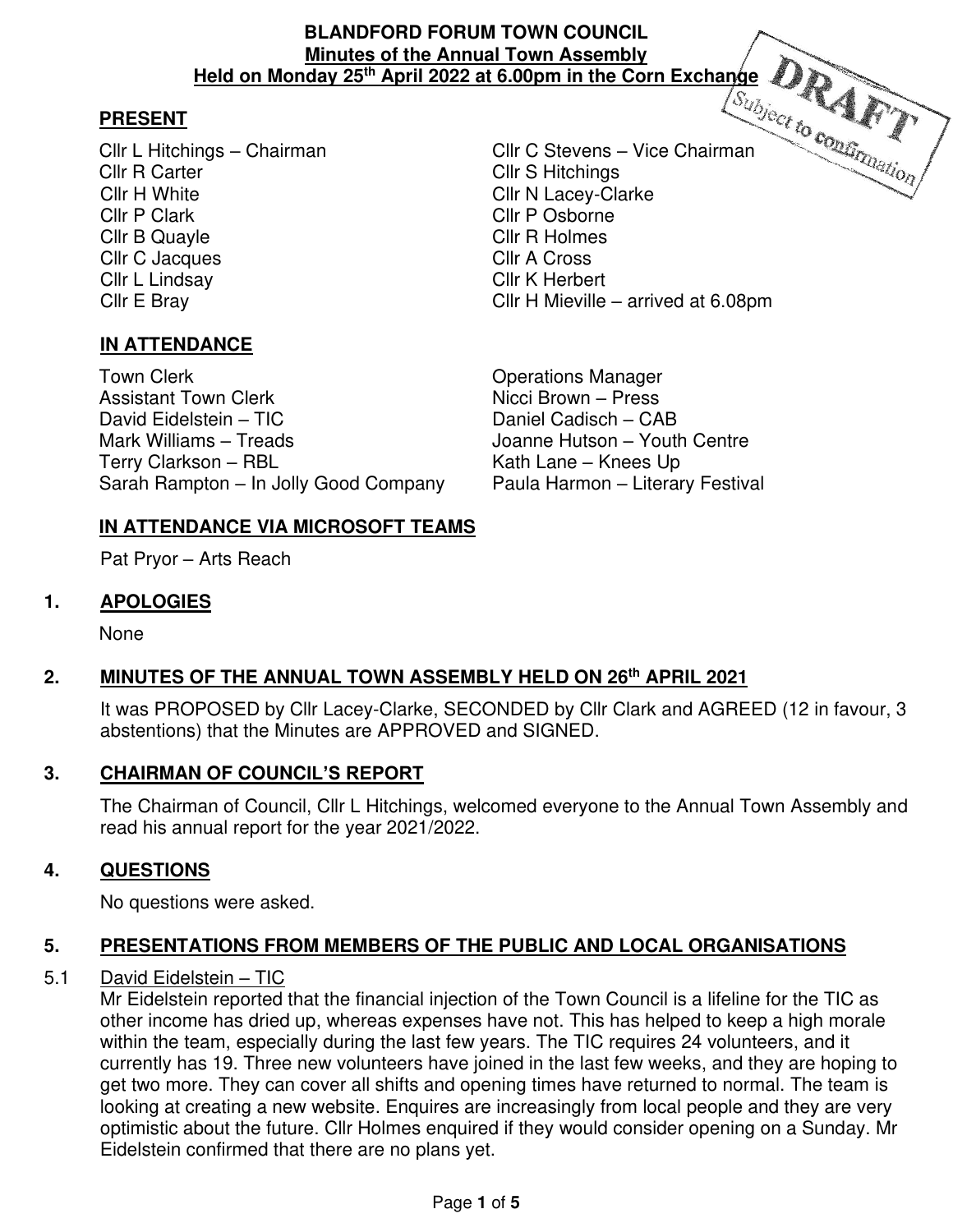# BLANDFORD FORUM TOWN COUNCIL
## Minutes of the Annual Town Assembly
## Held on Monday 25th April 2022 at 6.00pm in the Corn Exchange

DRAFT Subject to confirmation

**PRESENT**

| | |
|---|---|
| Cllr L Hitchings – Chairman | Cllr C Stevens – Vice Chairman |
| Cllr R Carter | Cllr S Hitchings |
| Cllr H White | Cllr N Lacey-Clarke |
| Cllr P Clark | Cllr P Osborne |
| Cllr B Quayle | Cllr R Holmes |
| Cllr C Jacques | Cllr A Cross |
| Cllr L Lindsay | Cllr K Herbert |
| Cllr E Bray | Cllr H Mieville – arrived at 6.08pm |

**IN ATTENDANCE**

| | |
|---|---|
| Town Clerk | Operations Manager |
| Assistant Town Clerk | Nicci Brown – Press |
| David Eidelstein – TIC | Daniel Cadisch – CAB |
| Mark Williams – Treads | Joanne Hutson – Youth Centre |
| Terry Clarkson – RBL | Kath Lane – Knees Up |
| Sarah Rampton – In Jolly Good Company | Paula Harmon – Literary Festival |

**IN ATTENDANCE VIA MICROSOFT TEAMS**

Pat Pryor – Arts Reach

### 1. APOLOGIES

None

### 2. MINUTES OF THE ANNUAL TOWN ASSEMBLY HELD ON 26th APRIL 2021

It was PROPOSED by Cllr Lacey-Clarke, SECONDED by Cllr Clark and AGREED (12 in favour, 3 abstentions) that the Minutes are APPROVED and SIGNED.

### 3. CHAIRMAN OF COUNCIL'S REPORT

The Chairman of Council, Cllr L Hitchings, welcomed everyone to the Annual Town Assembly and read his annual report for the year 2021/2022.

### 4. QUESTIONS

No questions were asked.

### 5. PRESENTATIONS FROM MEMBERS OF THE PUBLIC AND LOCAL ORGANISATIONS

5.1 David Eidelstein – TIC

Mr Eidelstein reported that the financial injection of the Town Council is a lifeline for the TIC as other income has dried up, whereas expenses have not. This has helped to keep a high morale within the team, especially during the last few years. The TIC requires 24 volunteers, and it currently has 19. Three new volunteers have joined in the last few weeks, and they are hoping to get two more. They can cover all shifts and opening times have returned to normal. The team is looking at creating a new website. Enquires are increasingly from local people and they are very optimistic about the future. Cllr Holmes enquired if they would consider opening on a Sunday. Mr Eidelstein confirmed that there are no plans yet.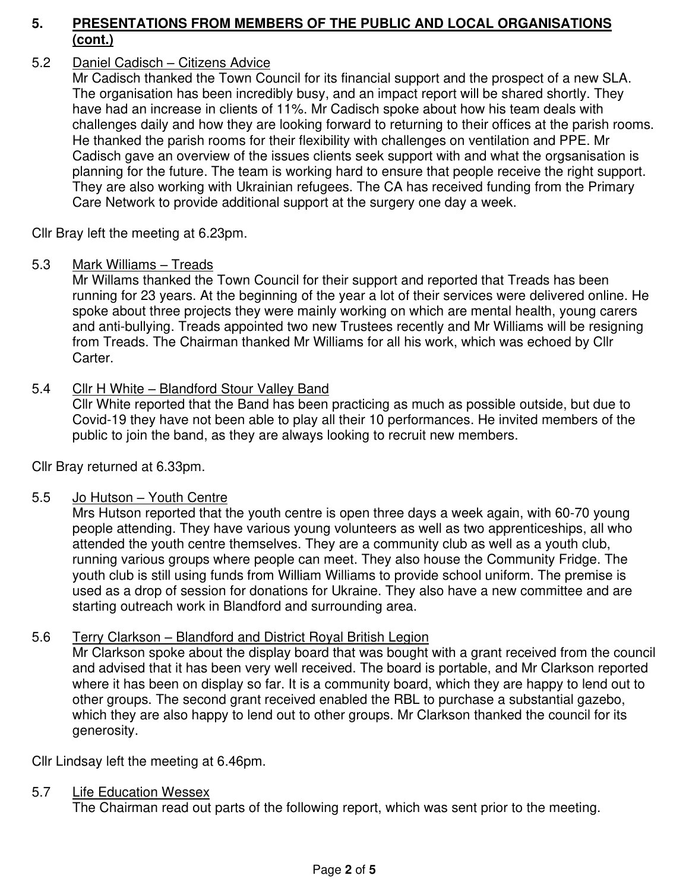## 5. PRESENTATIONS FROM MEMBERS OF THE PUBLIC AND LOCAL ORGANISATIONS (cont.)

5.2 Daniel Cadisch – Citizens Advice

Mr Cadisch thanked the Town Council for its financial support and the prospect of a new SLA. The organisation has been incredibly busy, and an impact report will be shared shortly. They have had an increase in clients of 11%. Mr Cadisch spoke about how his team deals with challenges daily and how they are looking forward to returning to their offices at the parish rooms. He thanked the parish rooms for their flexibility with challenges on ventilation and PPE. Mr Cadisch gave an overview of the issues clients seek support with and what the orgsanisation is planning for the future. The team is working hard to ensure that people receive the right support. They are also working with Ukrainian refugees. The CA has received funding from the Primary Care Network to provide additional support at the surgery one day a week.

Cllr Bray left the meeting at 6.23pm.

5.3 Mark Williams – Treads

Mr Willams thanked the Town Council for their support and reported that Treads has been running for 23 years. At the beginning of the year a lot of their services were delivered online. He spoke about three projects they were mainly working on which are mental health, young carers and anti-bullying. Treads appointed two new Trustees recently and Mr Williams will be resigning from Treads. The Chairman thanked Mr Williams for all his work, which was echoed by Cllr Carter.

5.4 Cllr H White – Blandford Stour Valley Band

Cllr White reported that the Band has been practicing as much as possible outside, but due to Covid-19 they have not been able to play all their 10 performances. He invited members of the public to join the band, as they are always looking to recruit new members.

Cllr Bray returned at 6.33pm.

5.5 Jo Hutson – Youth Centre

Mrs Hutson reported that the youth centre is open three days a week again, with 60-70 young people attending. They have various young volunteers as well as two apprenticeships, all who attended the youth centre themselves. They are a community club as well as a youth club, running various groups where people can meet. They also house the Community Fridge. The youth club is still using funds from William Williams to provide school uniform. The premise is used as a drop of session for donations for Ukraine. They also have a new committee and are starting outreach work in Blandford and surrounding area.

5.6 Terry Clarkson – Blandford and District Royal British Legion

Mr Clarkson spoke about the display board that was bought with a grant received from the council and advised that it has been very well received. The board is portable, and Mr Clarkson reported where it has been on display so far. It is a community board, which they are happy to lend out to other groups. The second grant received enabled the RBL to purchase a substantial gazebo, which they are also happy to lend out to other groups. Mr Clarkson thanked the council for its generosity.

Cllr Lindsay left the meeting at 6.46pm.

5.7 Life Education Wessex

The Chairman read out parts of the following report, which was sent prior to the meeting.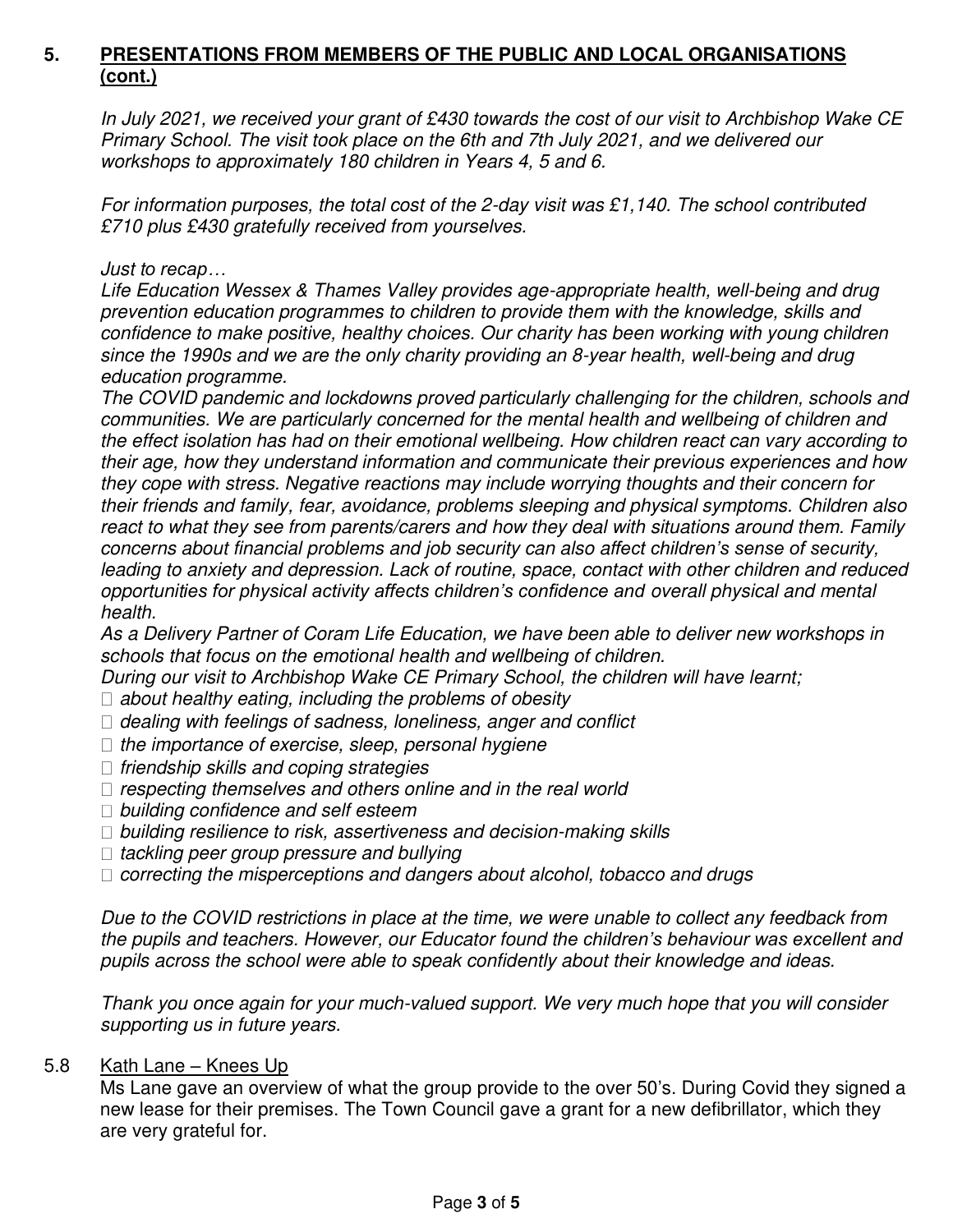## 5. PRESENTATIONS FROM MEMBERS OF THE PUBLIC AND LOCAL ORGANISATIONS (cont.)

*In July 2021, we received your grant of £430 towards the cost of our visit to Archbishop Wake CE Primary School. The visit took place on the 6th and 7th July 2021, and we delivered our workshops to approximately 180 children in Years 4, 5 and 6.*

*For information purposes, the total cost of the 2-day visit was £1,140. The school contributed £710 plus £430 gratefully received from yourselves.*

*Just to recap…*
*Life Education Wessex & Thames Valley provides age-appropriate health, well-being and drug prevention education programmes to children to provide them with the knowledge, skills and confidence to make positive, healthy choices. Our charity has been working with young children since the 1990s and we are the only charity providing an 8-year health, well-being and drug education programme.*
*The COVID pandemic and lockdowns proved particularly challenging for the children, schools and communities. We are particularly concerned for the mental health and wellbeing of children and the effect isolation has had on their emotional wellbeing. How children react can vary according to their age, how they understand information and communicate their previous experiences and how they cope with stress. Negative reactions may include worrying thoughts and their concern for their friends and family, fear, avoidance, problems sleeping and physical symptoms. Children also react to what they see from parents/carers and how they deal with situations around them. Family concerns about financial problems and job security can also affect children's sense of security, leading to anxiety and depression. Lack of routine, space, contact with other children and reduced opportunities for physical activity affects children's confidence and overall physical and mental health.*
*As a Delivery Partner of Coram Life Education, we have been able to deliver new workshops in schools that focus on the emotional health and wellbeing of children.*
*During our visit to Archbishop Wake CE Primary School, the children will have learnt;*

- *about healthy eating, including the problems of obesity*
- *dealing with feelings of sadness, loneliness, anger and conflict*
- *the importance of exercise, sleep, personal hygiene*
- *friendship skills and coping strategies*
- *respecting themselves and others online and in the real world*
- *building confidence and self esteem*
- *building resilience to risk, assertiveness and decision-making skills*
- *tackling peer group pressure and bullying*
- *correcting the misperceptions and dangers about alcohol, tobacco and drugs*

*Due to the COVID restrictions in place at the time, we were unable to collect any feedback from the pupils and teachers. However, our Educator found the children's behaviour was excellent and pupils across the school were able to speak confidently about their knowledge and ideas.*

*Thank you once again for your much-valued support. We very much hope that you will consider supporting us in future years.*

### 5.8 Kath Lane – Knees Up

Ms Lane gave an overview of what the group provide to the over 50's. During Covid they signed a new lease for their premises. The Town Council gave a grant for a new defibrillator, which they are very grateful for.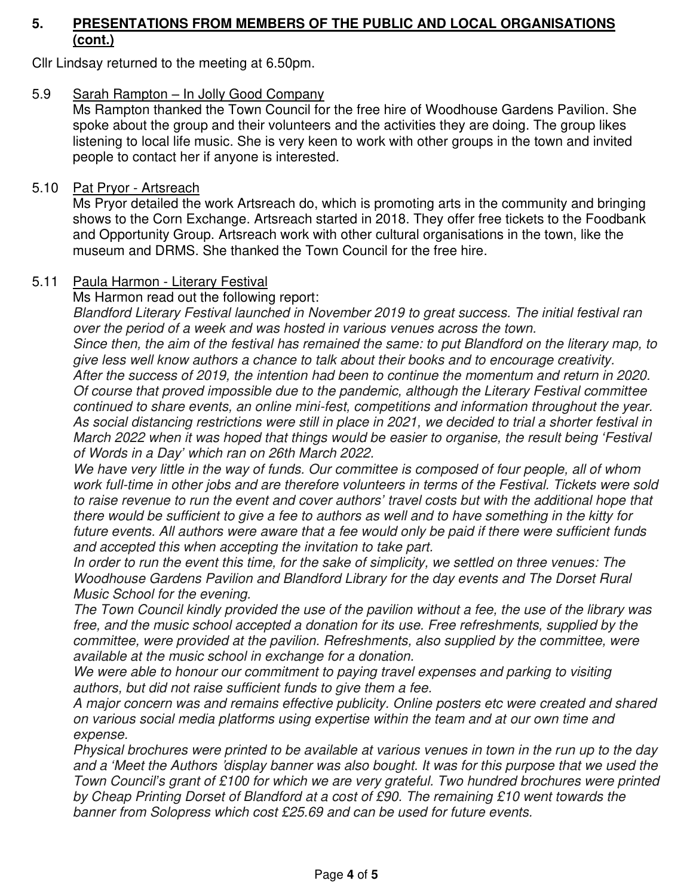## 5. **PRESENTATIONS FROM MEMBERS OF THE PUBLIC AND LOCAL ORGANISATIONS (cont.)**

Cllr Lindsay returned to the meeting at 6.50pm.

5.9 Sarah Rampton – In Jolly Good Company

Ms Rampton thanked the Town Council for the free hire of Woodhouse Gardens Pavilion. She spoke about the group and their volunteers and the activities they are doing. The group likes listening to local life music. She is very keen to work with other groups in the town and invited people to contact her if anyone is interested.

5.10 Pat Pryor - Artsreach

Ms Pryor detailed the work Artsreach do, which is promoting arts in the community and bringing shows to the Corn Exchange. Artsreach started in 2018. They offer free tickets to the Foodbank and Opportunity Group. Artsreach work with other cultural organisations in the town, like the museum and DRMS. She thanked the Town Council for the free hire.

5.11 Paula Harmon - Literary Festival

Ms Harmon read out the following report:

*Blandford Literary Festival launched in November 2019 to great success. The initial festival ran over the period of a week and was hosted in various venues across the town.*

*Since then, the aim of the festival has remained the same: to put Blandford on the literary map, to give less well know authors a chance to talk about their books and to encourage creativity.*

*After the success of 2019, the intention had been to continue the momentum and return in 2020. Of course that proved impossible due to the pandemic, although the Literary Festival committee continued to share events, an online mini-fest, competitions and information throughout the year. As social distancing restrictions were still in place in 2021, we decided to trial a shorter festival in March 2022 when it was hoped that things would be easier to organise, the result being 'Festival of Words in a Day' which ran on 26th March 2022.*

*We have very little in the way of funds. Our committee is composed of four people, all of whom work full-time in other jobs and are therefore volunteers in terms of the Festival. Tickets were sold to raise revenue to run the event and cover authors' travel costs but with the additional hope that there would be sufficient to give a fee to authors as well and to have something in the kitty for future events. All authors were aware that a fee would only be paid if there were sufficient funds and accepted this when accepting the invitation to take part.*

*In order to run the event this time, for the sake of simplicity, we settled on three venues: The Woodhouse Gardens Pavilion and Blandford Library for the day events and The Dorset Rural Music School for the evening.*

*The Town Council kindly provided the use of the pavilion without a fee, the use of the library was free, and the music school accepted a donation for its use. Free refreshments, supplied by the committee, were provided at the pavilion. Refreshments, also supplied by the committee, were available at the music school in exchange for a donation.*

*We were able to honour our commitment to paying travel expenses and parking to visiting authors, but did not raise sufficient funds to give them a fee.*

*A major concern was and remains effective publicity. Online posters etc were created and shared on various social media platforms using expertise within the team and at our own time and expense.*

*Physical brochures were printed to be available at various venues in town in the run up to the day and a 'Meet the Authors 'display banner was also bought. It was for this purpose that we used the Town Council's grant of £100 for which we are very grateful. Two hundred brochures were printed by Cheap Printing Dorset of Blandford at a cost of £90. The remaining £10 went towards the banner from Solopress which cost £25.69 and can be used for future events.*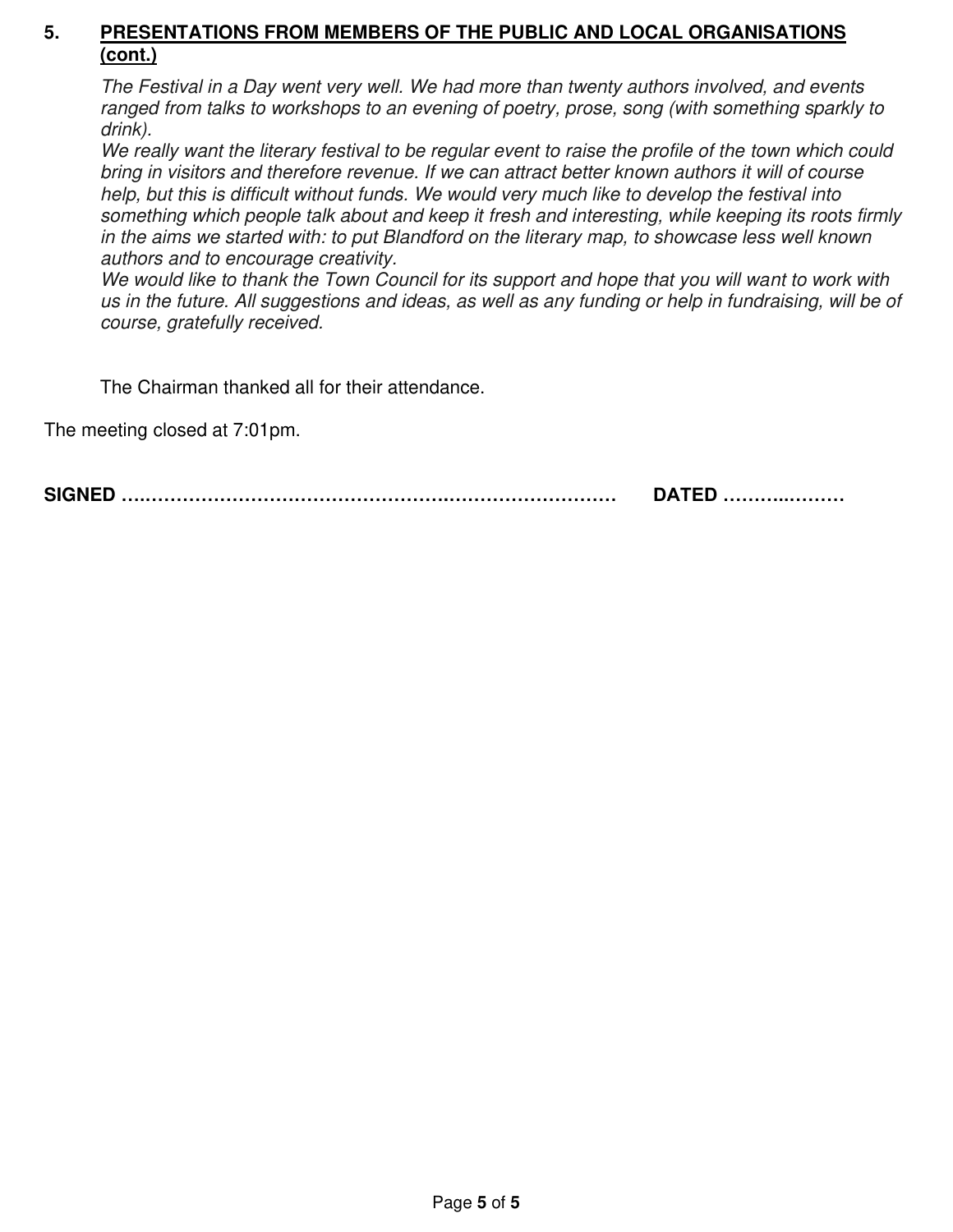## 5. PRESENTATIONS FROM MEMBERS OF THE PUBLIC AND LOCAL ORGANISATIONS (cont.)

*The Festival in a Day went very well. We had more than twenty authors involved, and events ranged from talks to workshops to an evening of poetry, prose, song (with something sparkly to drink).*

*We really want the literary festival to be regular event to raise the profile of the town which could bring in visitors and therefore revenue. If we can attract better known authors it will of course help, but this is difficult without funds. We would very much like to develop the festival into something which people talk about and keep it fresh and interesting, while keeping its roots firmly in the aims we started with: to put Blandford on the literary map, to showcase less well known authors and to encourage creativity.*

*We would like to thank the Town Council for its support and hope that you will want to work with us in the future. All suggestions and ideas, as well as any funding or help in fundraising, will be of course, gratefully received.*

The Chairman thanked all for their attendance.

The meeting closed at 7:01pm.

**SIGNED …………………………………………………………………… DATED ………………**